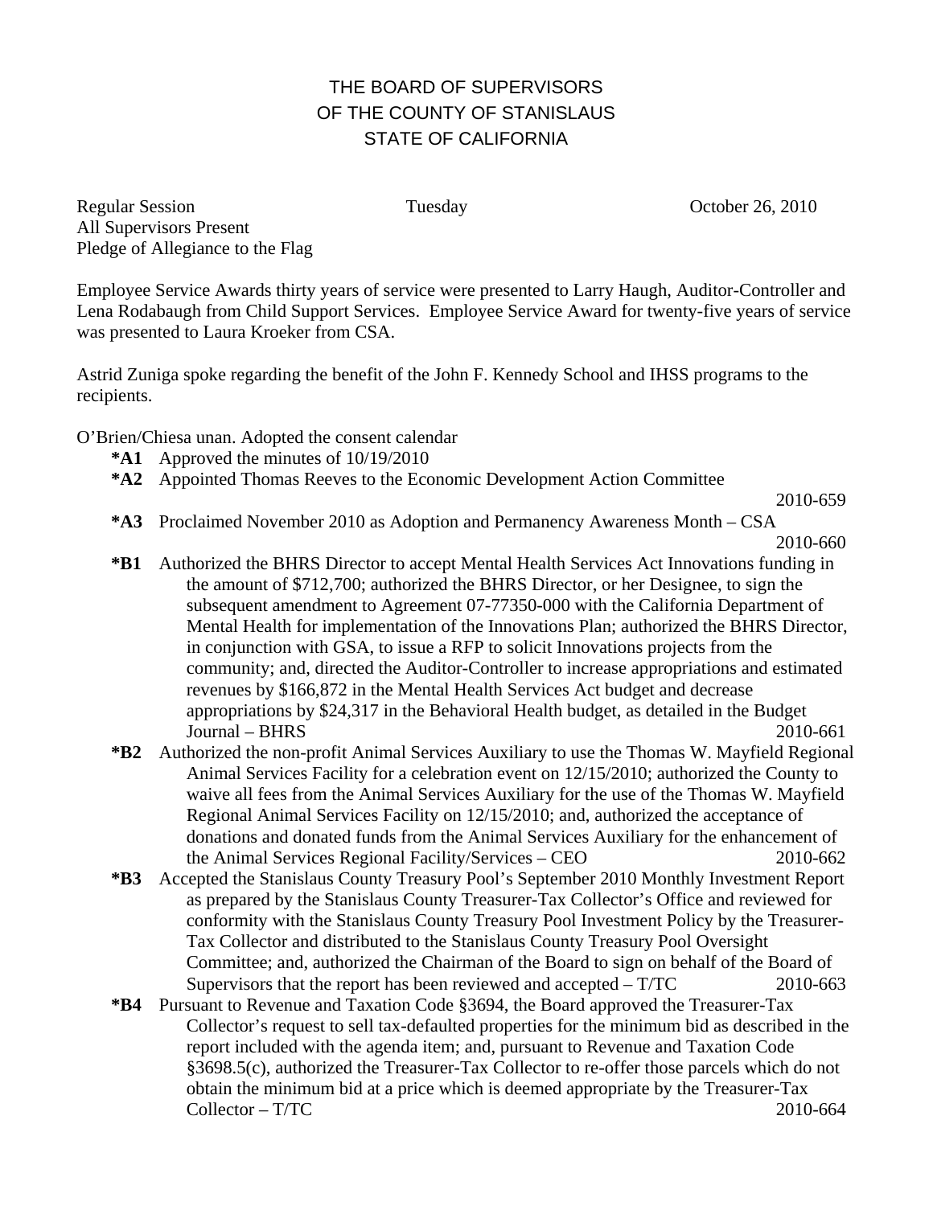# THE BOARD OF SUPERVISORS
# OF THE COUNTY OF STANISLAUS
# STATE OF CALIFORNIA

Regular Session　　　　　　　　　　Tuesday　　　　　　　　　　October 26, 2010
All Supervisors Present
Pledge of Allegiance to the Flag

Employee Service Awards thirty years of service were presented to Larry Haugh, Auditor-Controller and Lena Rodabaugh from Child Support Services. Employee Service Award for twenty-five years of service was presented to Laura Kroeker from CSA.

Astrid Zuniga spoke regarding the benefit of the John F. Kennedy School and IHSS programs to the recipients.

O'Brien/Chiesa unan. Adopted the consent calendar

- **\*A1** Approved the minutes of 10/19/2010
- **\*A2** Appointed Thomas Reeves to the Economic Development Action Committee — 2010-659
- **\*A3** Proclaimed November 2010 as Adoption and Permanency Awareness Month – CSA — 2010-660
- **\*B1** Authorized the BHRS Director to accept Mental Health Services Act Innovations funding in the amount of $712,700; authorized the BHRS Director, or her Designee, to sign the subsequent amendment to Agreement 07-77350-000 with the California Department of Mental Health for implementation of the Innovations Plan; authorized the BHRS Director, in conjunction with GSA, to issue a RFP to solicit Innovations projects from the community; and, directed the Auditor-Controller to increase appropriations and estimated revenues by $166,872 in the Mental Health Services Act budget and decrease appropriations by $24,317 in the Behavioral Health budget, as detailed in the Budget Journal – BHRS — 2010-661
- **\*B2** Authorized the non-profit Animal Services Auxiliary to use the Thomas W. Mayfield Regional Animal Services Facility for a celebration event on 12/15/2010; authorized the County to waive all fees from the Animal Services Auxiliary for the use of the Thomas W. Mayfield Regional Animal Services Facility on 12/15/2010; and, authorized the acceptance of donations and donated funds from the Animal Services Auxiliary for the enhancement of the Animal Services Regional Facility/Services – CEO — 2010-662
- **\*B3** Accepted the Stanislaus County Treasury Pool's September 2010 Monthly Investment Report as prepared by the Stanislaus County Treasurer-Tax Collector's Office and reviewed for conformity with the Stanislaus County Treasury Pool Investment Policy by the Treasurer-Tax Collector and distributed to the Stanislaus County Treasury Pool Oversight Committee; and, authorized the Chairman of the Board to sign on behalf of the Board of Supervisors that the report has been reviewed and accepted – T/TC — 2010-663
- **\*B4** Pursuant to Revenue and Taxation Code §3694, the Board approved the Treasurer-Tax Collector's request to sell tax-defaulted properties for the minimum bid as described in the report included with the agenda item; and, pursuant to Revenue and Taxation Code §3698.5(c), authorized the Treasurer-Tax Collector to re-offer those parcels which do not obtain the minimum bid at a price which is deemed appropriate by the Treasurer-Tax Collector – T/TC — 2010-664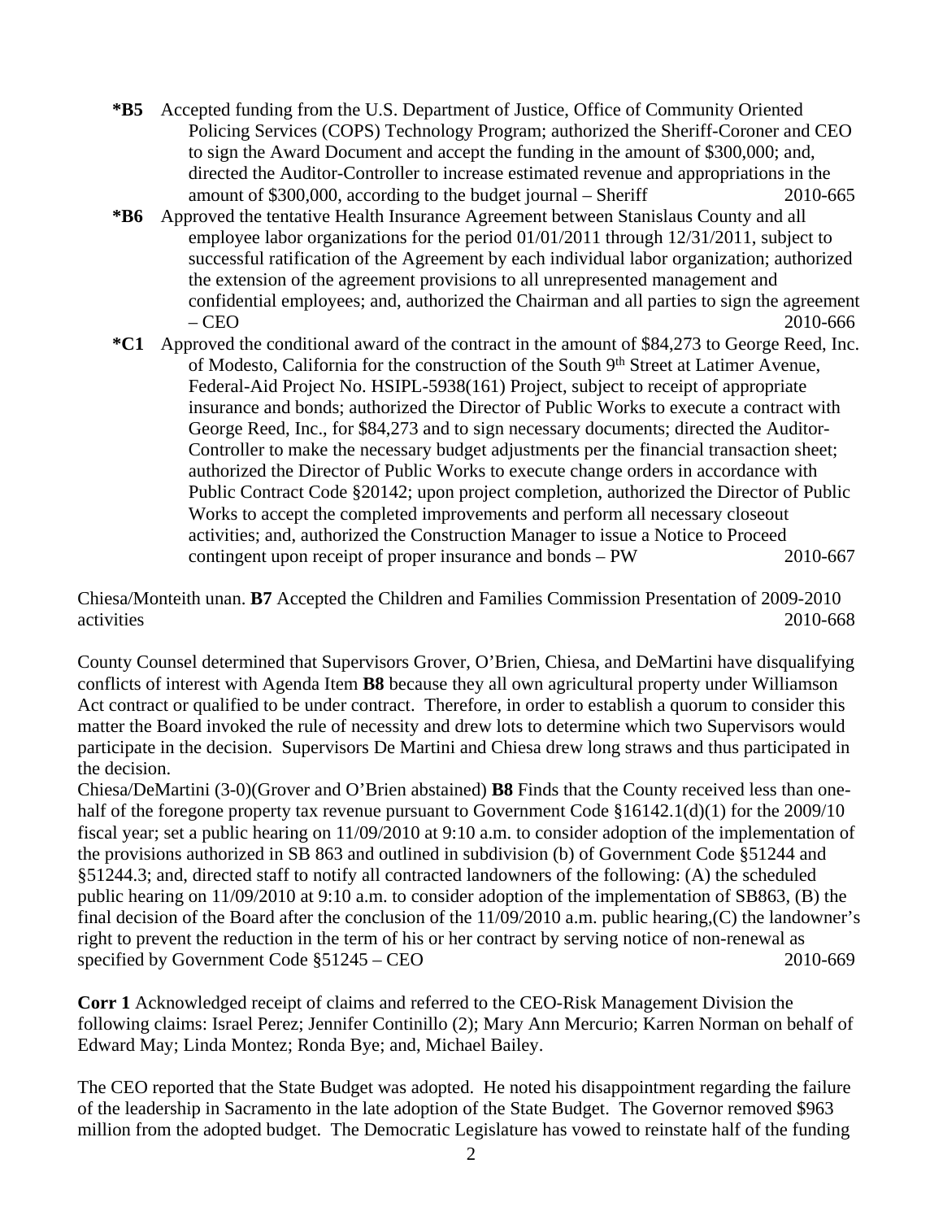**\*B5** Accepted funding from the U.S. Department of Justice, Office of Community Oriented Policing Services (COPS) Technology Program; authorized the Sheriff-Coroner and CEO to sign the Award Document and accept the funding in the amount of $300,000; and, directed the Auditor-Controller to increase estimated revenue and appropriations in the amount of $300,000, according to the budget journal – Sheriff 2010-665

**\*B6** Approved the tentative Health Insurance Agreement between Stanislaus County and all employee labor organizations for the period 01/01/2011 through 12/31/2011, subject to successful ratification of the Agreement by each individual labor organization; authorized the extension of the agreement provisions to all unrepresented management and confidential employees; and, authorized the Chairman and all parties to sign the agreement – CEO 2010-666

**\*C1** Approved the conditional award of the contract in the amount of $84,273 to George Reed, Inc. of Modesto, California for the construction of the South 9th Street at Latimer Avenue, Federal-Aid Project No. HSIPL-5938(161) Project, subject to receipt of appropriate insurance and bonds; authorized the Director of Public Works to execute a contract with George Reed, Inc., for $84,273 and to sign necessary documents; directed the Auditor-Controller to make the necessary budget adjustments per the financial transaction sheet; authorized the Director of Public Works to execute change orders in accordance with Public Contract Code §20142; upon project completion, authorized the Director of Public Works to accept the completed improvements and perform all necessary closeout activities; and, authorized the Construction Manager to issue a Notice to Proceed contingent upon receipt of proper insurance and bonds – PW 2010-667

Chiesa/Monteith unan. **B7** Accepted the Children and Families Commission Presentation of 2009-2010 activities 2010-668

County Counsel determined that Supervisors Grover, O'Brien, Chiesa, and DeMartini have disqualifying conflicts of interest with Agenda Item **B8** because they all own agricultural property under Williamson Act contract or qualified to be under contract. Therefore, in order to establish a quorum to consider this matter the Board invoked the rule of necessity and drew lots to determine which two Supervisors would participate in the decision. Supervisors De Martini and Chiesa drew long straws and thus participated in the decision.

Chiesa/DeMartini (3-0)(Grover and O'Brien abstained) **B8** Finds that the County received less than one-half of the foregone property tax revenue pursuant to Government Code §16142.1(d)(1) for the 2009/10 fiscal year; set a public hearing on 11/09/2010 at 9:10 a.m. to consider adoption of the implementation of the provisions authorized in SB 863 and outlined in subdivision (b) of Government Code §51244 and §51244.3; and, directed staff to notify all contracted landowners of the following: (A) the scheduled public hearing on 11/09/2010 at 9:10 a.m. to consider adoption of the implementation of SB863, (B) the final decision of the Board after the conclusion of the 11/09/2010 a.m. public hearing,(C) the landowner's right to prevent the reduction in the term of his or her contract by serving notice of non-renewal as specified by Government Code §51245 – CEO 2010-669

**Corr 1** Acknowledged receipt of claims and referred to the CEO-Risk Management Division the following claims: Israel Perez; Jennifer Continillo (2); Mary Ann Mercurio; Karren Norman on behalf of Edward May; Linda Montez; Ronda Bye; and, Michael Bailey.

The CEO reported that the State Budget was adopted. He noted his disappointment regarding the failure of the leadership in Sacramento in the late adoption of the State Budget. The Governor removed $963 million from the adopted budget. The Democratic Legislature has vowed to reinstate half of the funding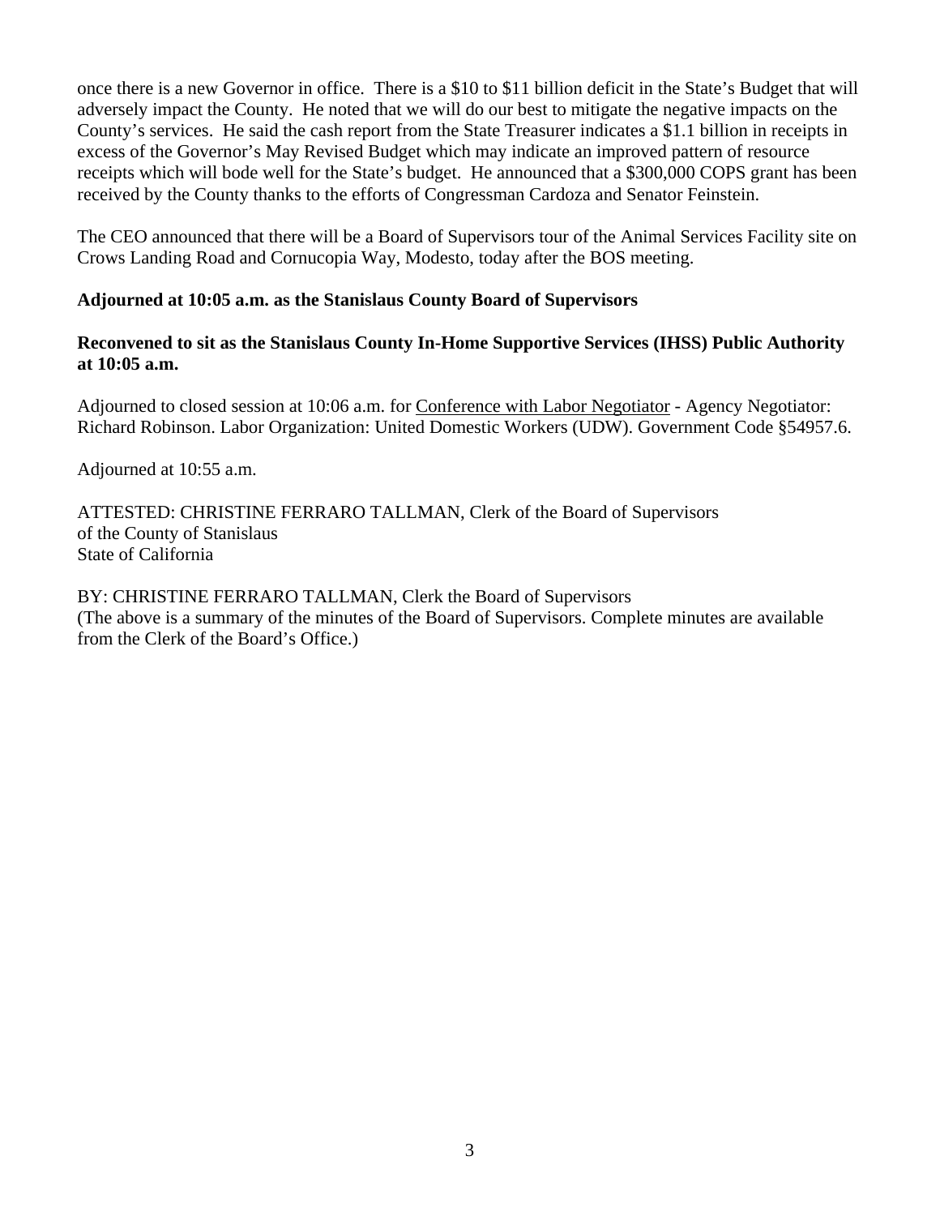once there is a new Governor in office. There is a $10 to $11 billion deficit in the State's Budget that will adversely impact the County. He noted that we will do our best to mitigate the negative impacts on the County's services. He said the cash report from the State Treasurer indicates a $1.1 billion in receipts in excess of the Governor's May Revised Budget which may indicate an improved pattern of resource receipts which will bode well for the State's budget. He announced that a $300,000 COPS grant has been received by the County thanks to the efforts of Congressman Cardoza and Senator Feinstein.

The CEO announced that there will be a Board of Supervisors tour of the Animal Services Facility site on Crows Landing Road and Cornucopia Way, Modesto, today after the BOS meeting.

**Adjourned at 10:05 a.m. as the Stanislaus County Board of Supervisors**

**Reconvened to sit as the Stanislaus County In-Home Supportive Services (IHSS) Public Authority at 10:05 a.m.**

Adjourned to closed session at 10:06 a.m. for Conference with Labor Negotiator - Agency Negotiator: Richard Robinson. Labor Organization: United Domestic Workers (UDW). Government Code §54957.6.

Adjourned at 10:55 a.m.

ATTESTED: CHRISTINE FERRARO TALLMAN, Clerk of the Board of Supervisors
of the County of Stanislaus
State of California

BY: CHRISTINE FERRARO TALLMAN, Clerk the Board of Supervisors
(The above is a summary of the minutes of the Board of Supervisors. Complete minutes are available from the Clerk of the Board's Office.)